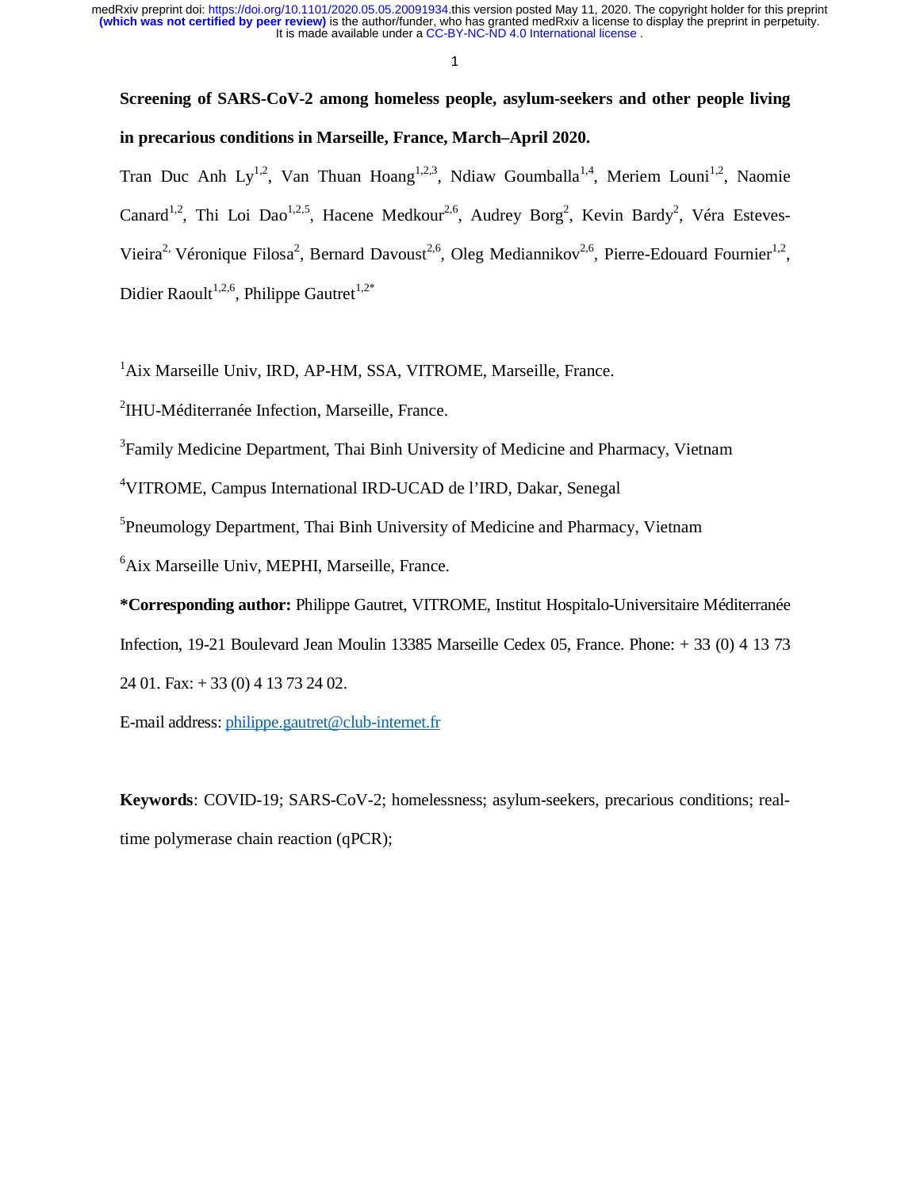**Screening of SARS-CoV-2 among homeless people, asylum-seekers and other people living in precarious conditions in Marseille, France, March–April 2020.**

Tran Duc Anh Ly[1,2], Van Thuan Hoang[1,2,3], Ndiaw Goumballa[1,4], Meriem Louni[1,2], Naomie Canard[1,2], Thi Loi Dao[1,2,5], Hacene Medkour[2,6], Audrey Borg[2], Kevin Bardy[2], Véra Esteves-Vieira[2], Véronique Filosa[2], Bernard Davoust[2,6], Oleg Mediannikov[2,6], Pierre-Edouard Fournier[1,2], Didier Raoult[1,2,6], Philippe Gautret[1,2*]

[1]Aix Marseille Univ, IRD, AP-HM, SSA, VITROME, Marseille, France.

[2]IHU-Méditerranée Infection, Marseille, France.

[3]Family Medicine Department, Thai Binh University of Medicine and Pharmacy, Vietnam

[4]VITROME, Campus International IRD-UCAD de l'IRD, Dakar, Senegal

[5]Pneumology Department, Thai Binh University of Medicine and Pharmacy, Vietnam

[6]Aix Marseille Univ, MEPHI, Marseille, France.

**\*Corresponding author:** Philippe Gautret, VITROME, Institut Hospitalo-Universitaire Méditerranée Infection, 19-21 Boulevard Jean Moulin 13385 Marseille Cedex 05, France. Phone: + 33 (0) 4 13 73 24 01. Fax: + 33 (0) 4 13 73 24 02.

E-mail address: philippe.gautret@club-internet.fr

**Keywords**: COVID-19; SARS-CoV-2; homelessness; asylum-seekers, precarious conditions; real-time polymerase chain reaction (qPCR);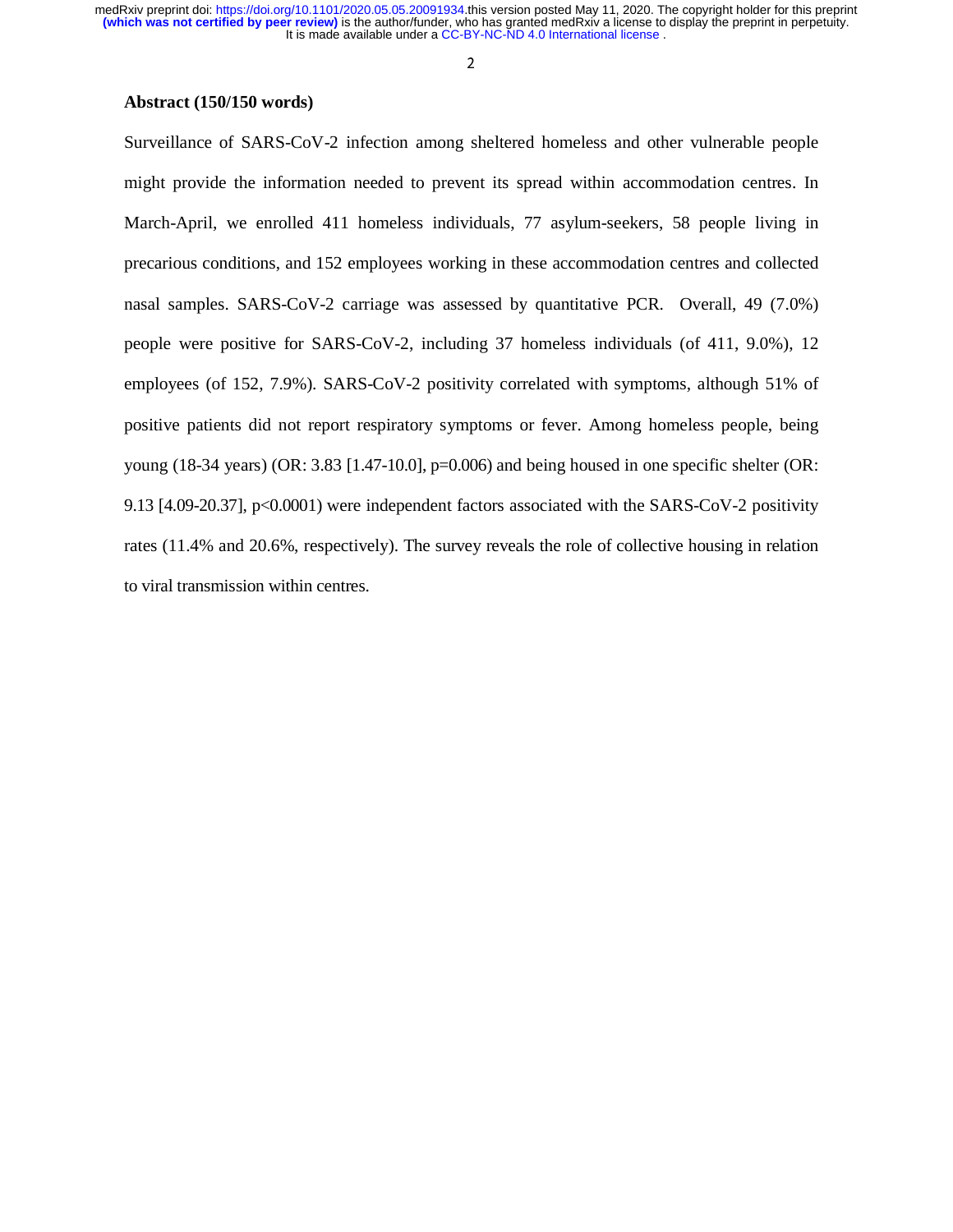**Abstract (150/150 words)**

Surveillance of SARS-CoV-2 infection among sheltered homeless and other vulnerable people might provide the information needed to prevent its spread within accommodation centres. In March-April, we enrolled 411 homeless individuals, 77 asylum-seekers, 58 people living in precarious conditions, and 152 employees working in these accommodation centres and collected nasal samples. SARS-CoV-2 carriage was assessed by quantitative PCR. Overall, 49 (7.0%) people were positive for SARS-CoV-2, including 37 homeless individuals (of 411, 9.0%), 12 employees (of 152, 7.9%). SARS-CoV-2 positivity correlated with symptoms, although 51% of positive patients did not report respiratory symptoms or fever. Among homeless people, being young (18-34 years) (OR: 3.83 [1.47-10.0], p=0.006) and being housed in one specific shelter (OR: 9.13 [4.09-20.37], p<0.0001) were independent factors associated with the SARS-CoV-2 positivity rates (11.4% and 20.6%, respectively). The survey reveals the role of collective housing in relation to viral transmission within centres.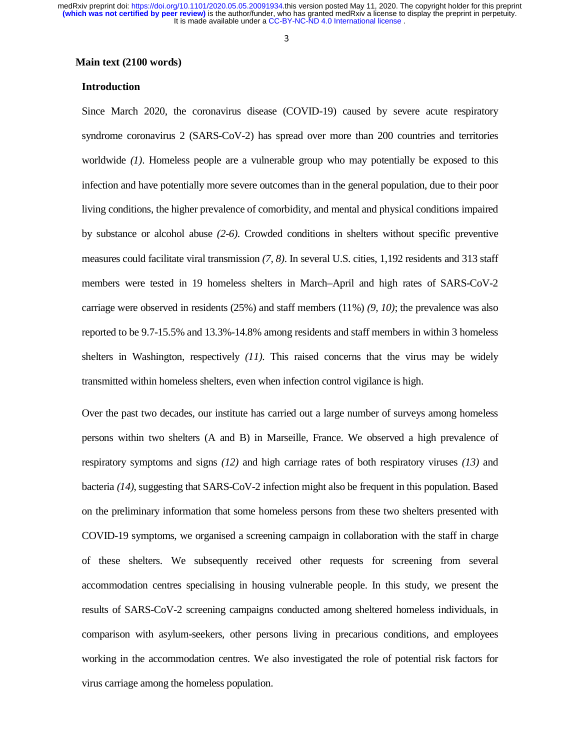**Main text (2100 words)**

**Introduction**

Since March 2020, the coronavirus disease (COVID-19) caused by severe acute respiratory syndrome coronavirus 2 (SARS-CoV-2) has spread over more than 200 countries and territories worldwide *(1)*. Homeless people are a vulnerable group who may potentially be exposed to this infection and have potentially more severe outcomes than in the general population, due to their poor living conditions, the higher prevalence of comorbidity, and mental and physical conditions impaired by substance or alcohol abuse *(2-6)*. Crowded conditions in shelters without specific preventive measures could facilitate viral transmission *(7, 8)*. In several U.S. cities, 1,192 residents and 313 staff members were tested in 19 homeless shelters in March–April and high rates of SARS-CoV-2 carriage were observed in residents (25%) and staff members (11%) *(9, 10)*; the prevalence was also reported to be 9.7-15.5% and 13.3%-14.8% among residents and staff members in within 3 homeless shelters in Washington, respectively *(11)*. This raised concerns that the virus may be widely transmitted within homeless shelters, even when infection control vigilance is high.

Over the past two decades, our institute has carried out a large number of surveys among homeless persons within two shelters (A and B) in Marseille, France. We observed a high prevalence of respiratory symptoms and signs *(12)* and high carriage rates of both respiratory viruses *(13)* and bacteria *(14)*, suggesting that SARS-CoV-2 infection might also be frequent in this population. Based on the preliminary information that some homeless persons from these two shelters presented with COVID-19 symptoms, we organised a screening campaign in collaboration with the staff in charge of these shelters. We subsequently received other requests for screening from several accommodation centres specialising in housing vulnerable people. In this study, we present the results of SARS-CoV-2 screening campaigns conducted among sheltered homeless individuals, in comparison with asylum-seekers, other persons living in precarious conditions, and employees working in the accommodation centres. We also investigated the role of potential risk factors for virus carriage among the homeless population.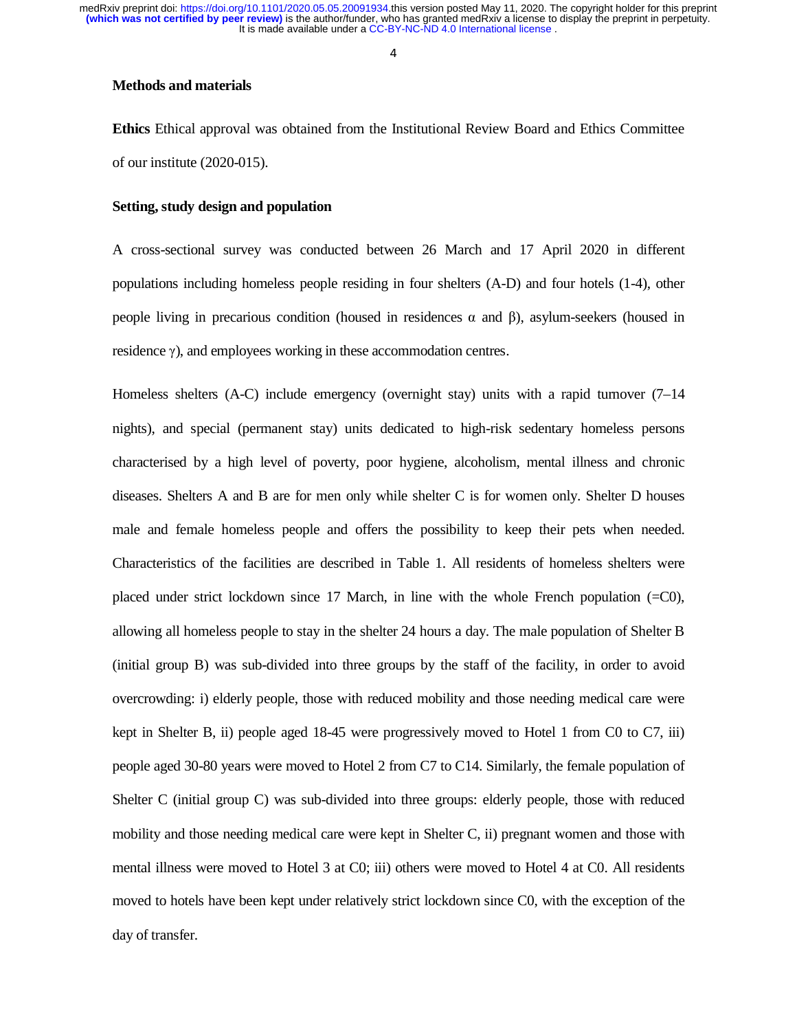## Methods and materials

**Ethics** Ethical approval was obtained from the Institutional Review Board and Ethics Committee of our institute (2020-015).

**Setting, study design and population**

A cross-sectional survey was conducted between 26 March and 17 April 2020 in different populations including homeless people residing in four shelters (A-D) and four hotels (1-4), other people living in precarious condition (housed in residences α and β), asylum-seekers (housed in residence γ), and employees working in these accommodation centres.

Homeless shelters (A-C) include emergency (overnight stay) units with a rapid turnover (7–14 nights), and special (permanent stay) units dedicated to high-risk sedentary homeless persons characterised by a high level of poverty, poor hygiene, alcoholism, mental illness and chronic diseases. Shelters A and B are for men only while shelter C is for women only. Shelter D houses male and female homeless people and offers the possibility to keep their pets when needed. Characteristics of the facilities are described in Table 1. All residents of homeless shelters were placed under strict lockdown since 17 March, in line with the whole French population (=C0), allowing all homeless people to stay in the shelter 24 hours a day. The male population of Shelter B (initial group B) was sub-divided into three groups by the staff of the facility, in order to avoid overcrowding: i) elderly people, those with reduced mobility and those needing medical care were kept in Shelter B, ii) people aged 18-45 were progressively moved to Hotel 1 from C0 to C7, iii) people aged 30-80 years were moved to Hotel 2 from C7 to C14. Similarly, the female population of Shelter C (initial group C) was sub-divided into three groups: elderly people, those with reduced mobility and those needing medical care were kept in Shelter C, ii) pregnant women and those with mental illness were moved to Hotel 3 at C0; iii) others were moved to Hotel 4 at C0. All residents moved to hotels have been kept under relatively strict lockdown since C0, with the exception of the day of transfer.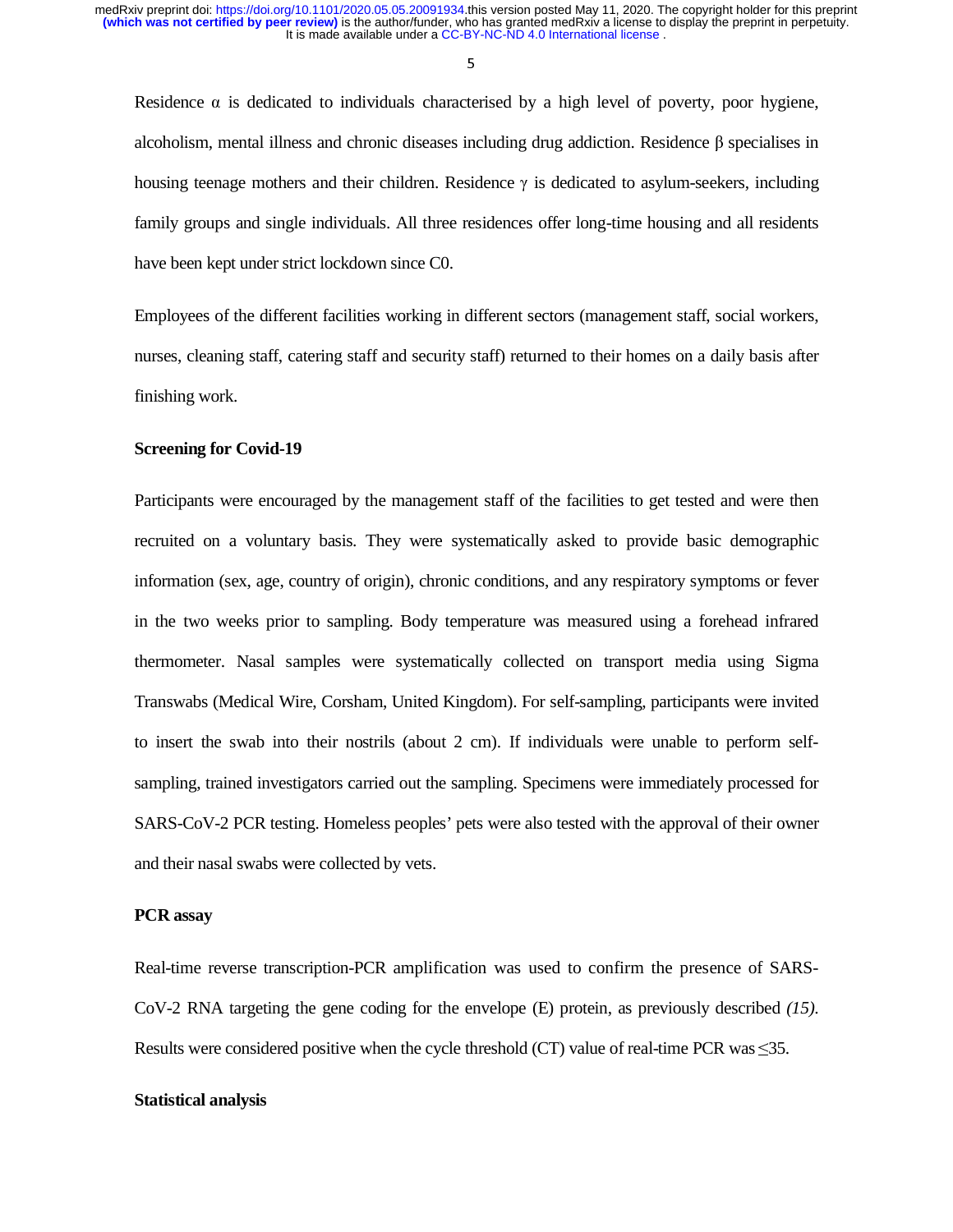Residence α is dedicated to individuals characterised by a high level of poverty, poor hygiene, alcoholism, mental illness and chronic diseases including drug addiction. Residence β specialises in housing teenage mothers and their children. Residence γ is dedicated to asylum-seekers, including family groups and single individuals. All three residences offer long-time housing and all residents have been kept under strict lockdown since C0.

Employees of the different facilities working in different sectors (management staff, social workers, nurses, cleaning staff, catering staff and security staff) returned to their homes on a daily basis after finishing work.

**Screening for Covid-19**

Participants were encouraged by the management staff of the facilities to get tested and were then recruited on a voluntary basis. They were systematically asked to provide basic demographic information (sex, age, country of origin), chronic conditions, and any respiratory symptoms or fever in the two weeks prior to sampling. Body temperature was measured using a forehead infrared thermometer. Nasal samples were systematically collected on transport media using Sigma Transwabs (Medical Wire, Corsham, United Kingdom). For self-sampling, participants were invited to insert the swab into their nostrils (about 2 cm). If individuals were unable to perform self-sampling, trained investigators carried out the sampling. Specimens were immediately processed for SARS-CoV-2 PCR testing. Homeless peoples' pets were also tested with the approval of their owner and their nasal swabs were collected by vets.

**PCR assay**

Real-time reverse transcription-PCR amplification was used to confirm the presence of SARS-CoV-2 RNA targeting the gene coding for the envelope (E) protein, as previously described *(15)*. Results were considered positive when the cycle threshold (CT) value of real-time PCR was $\leq$35.

**Statistical analysis**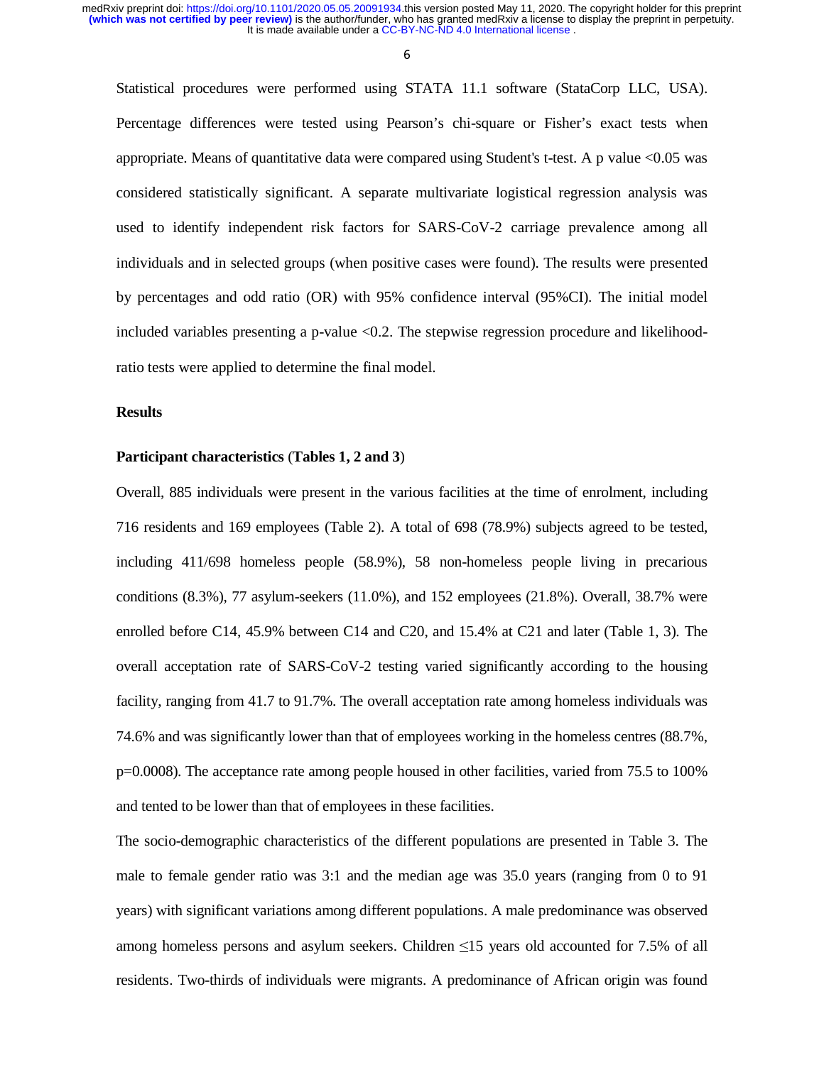Statistical procedures were performed using STATA 11.1 software (StataCorp LLC, USA). Percentage differences were tested using Pearson's chi-square or Fisher's exact tests when appropriate. Means of quantitative data were compared using Student's t-test. A p value <0.05 was considered statistically significant. A separate multivariate logistical regression analysis was used to identify independent risk factors for SARS-CoV-2 carriage prevalence among all individuals and in selected groups (when positive cases were found). The results were presented by percentages and odd ratio (OR) with 95% confidence interval (95%CI). The initial model included variables presenting a p-value <0.2. The stepwise regression procedure and likelihood-ratio tests were applied to determine the final model.

## Results

### Participant characteristics (Tables 1, 2 and 3)

Overall, 885 individuals were present in the various facilities at the time of enrolment, including 716 residents and 169 employees (Table 2). A total of 698 (78.9%) subjects agreed to be tested, including 411/698 homeless people (58.9%), 58 non-homeless people living in precarious conditions (8.3%), 77 asylum-seekers (11.0%), and 152 employees (21.8%). Overall, 38.7% were enrolled before C14, 45.9% between C14 and C20, and 15.4% at C21 and later (Table 1, 3). The overall acceptation rate of SARS-CoV-2 testing varied significantly according to the housing facility, ranging from 41.7 to 91.7%. The overall acceptation rate among homeless individuals was 74.6% and was significantly lower than that of employees working in the homeless centres (88.7%, p=0.0008). The acceptance rate among people housed in other facilities, varied from 75.5 to 100% and tented to be lower than that of employees in these facilities.

The socio-demographic characteristics of the different populations are presented in Table 3. The male to female gender ratio was 3:1 and the median age was 35.0 years (ranging from 0 to 91 years) with significant variations among different populations. A male predominance was observed among homeless persons and asylum seekers. Children ≤15 years old accounted for 7.5% of all residents. Two-thirds of individuals were migrants. A predominance of African origin was found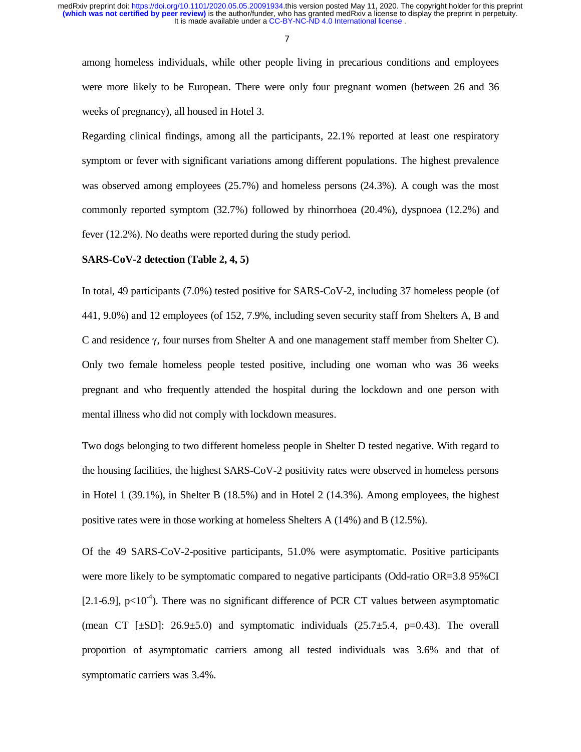among homeless individuals, while other people living in precarious conditions and employees were more likely to be European. There were only four pregnant women (between 26 and 36 weeks of pregnancy), all housed in Hotel 3.

Regarding clinical findings, among all the participants, 22.1% reported at least one respiratory symptom or fever with significant variations among different populations. The highest prevalence was observed among employees (25.7%) and homeless persons (24.3%). A cough was the most commonly reported symptom (32.7%) followed by rhinorrhoea (20.4%), dyspnoea (12.2%) and fever (12.2%). No deaths were reported during the study period.

**SARS-CoV-2 detection (Table 2, 4, 5)**

In total, 49 participants (7.0%) tested positive for SARS-CoV-2, including 37 homeless people (of 441, 9.0%) and 12 employees (of 152, 7.9%, including seven security staff from Shelters A, B and C and residence γ, four nurses from Shelter A and one management staff member from Shelter C). Only two female homeless people tested positive, including one woman who was 36 weeks pregnant and who frequently attended the hospital during the lockdown and one person with mental illness who did not comply with lockdown measures.

Two dogs belonging to two different homeless people in Shelter D tested negative. With regard to the housing facilities, the highest SARS-CoV-2 positivity rates were observed in homeless persons in Hotel 1 (39.1%), in Shelter B (18.5%) and in Hotel 2 (14.3%). Among employees, the highest positive rates were in those working at homeless Shelters A (14%) and B (12.5%).

Of the 49 SARS-CoV-2-positive participants, 51.0% were asymptomatic. Positive participants were more likely to be symptomatic compared to negative participants (Odd-ratio OR=3.8 95%CI [2.1-6.9], $p<10^{-4}$). There was no significant difference of PCR CT values between asymptomatic (mean CT [±SD]: 26.9±5.0) and symptomatic individuals (25.7±5.4, p=0.43). The overall proportion of asymptomatic carriers among all tested individuals was 3.6% and that of symptomatic carriers was 3.4%.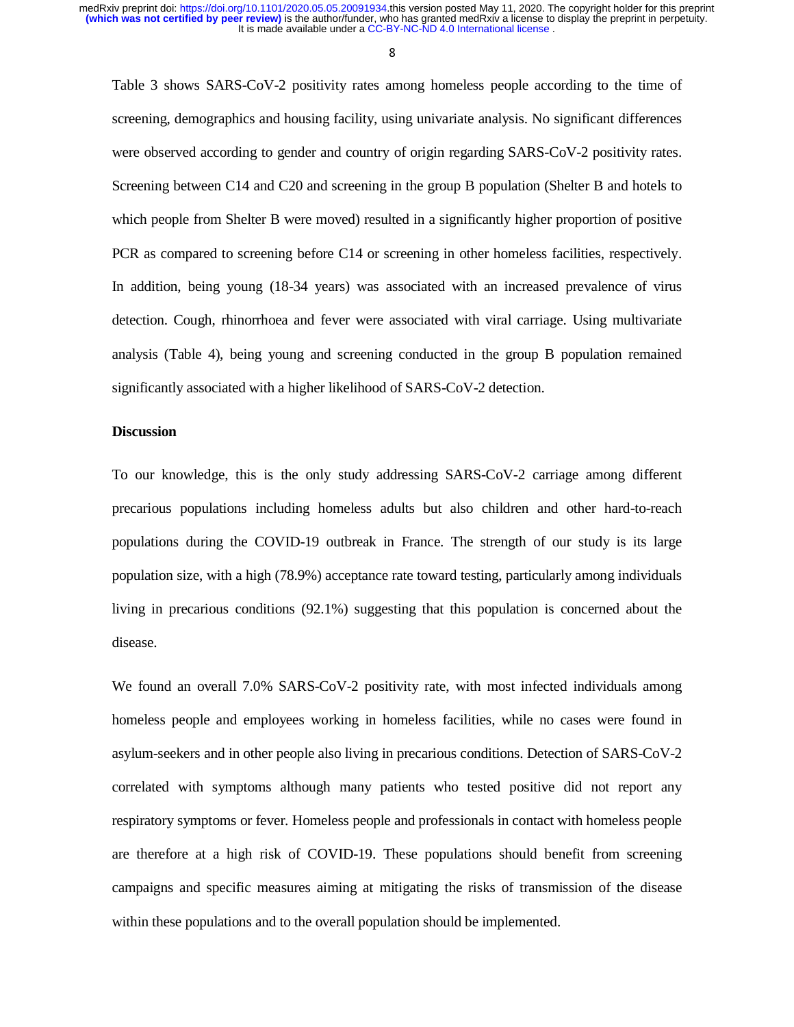Table 3 shows SARS-CoV-2 positivity rates among homeless people according to the time of screening, demographics and housing facility, using univariate analysis. No significant differences were observed according to gender and country of origin regarding SARS-CoV-2 positivity rates. Screening between C14 and C20 and screening in the group B population (Shelter B and hotels to which people from Shelter B were moved) resulted in a significantly higher proportion of positive PCR as compared to screening before C14 or screening in other homeless facilities, respectively. In addition, being young (18-34 years) was associated with an increased prevalence of virus detection. Cough, rhinorrhoea and fever were associated with viral carriage. Using multivariate analysis (Table 4), being young and screening conducted in the group B population remained significantly associated with a higher likelihood of SARS-CoV-2 detection.

## Discussion

To our knowledge, this is the only study addressing SARS-CoV-2 carriage among different precarious populations including homeless adults but also children and other hard-to-reach populations during the COVID-19 outbreak in France. The strength of our study is its large population size, with a high (78.9%) acceptance rate toward testing, particularly among individuals living in precarious conditions (92.1%) suggesting that this population is concerned about the disease.

We found an overall 7.0% SARS-CoV-2 positivity rate, with most infected individuals among homeless people and employees working in homeless facilities, while no cases were found in asylum-seekers and in other people also living in precarious conditions. Detection of SARS-CoV-2 correlated with symptoms although many patients who tested positive did not report any respiratory symptoms or fever. Homeless people and professionals in contact with homeless people are therefore at a high risk of COVID-19. These populations should benefit from screening campaigns and specific measures aiming at mitigating the risks of transmission of the disease within these populations and to the overall population should be implemented.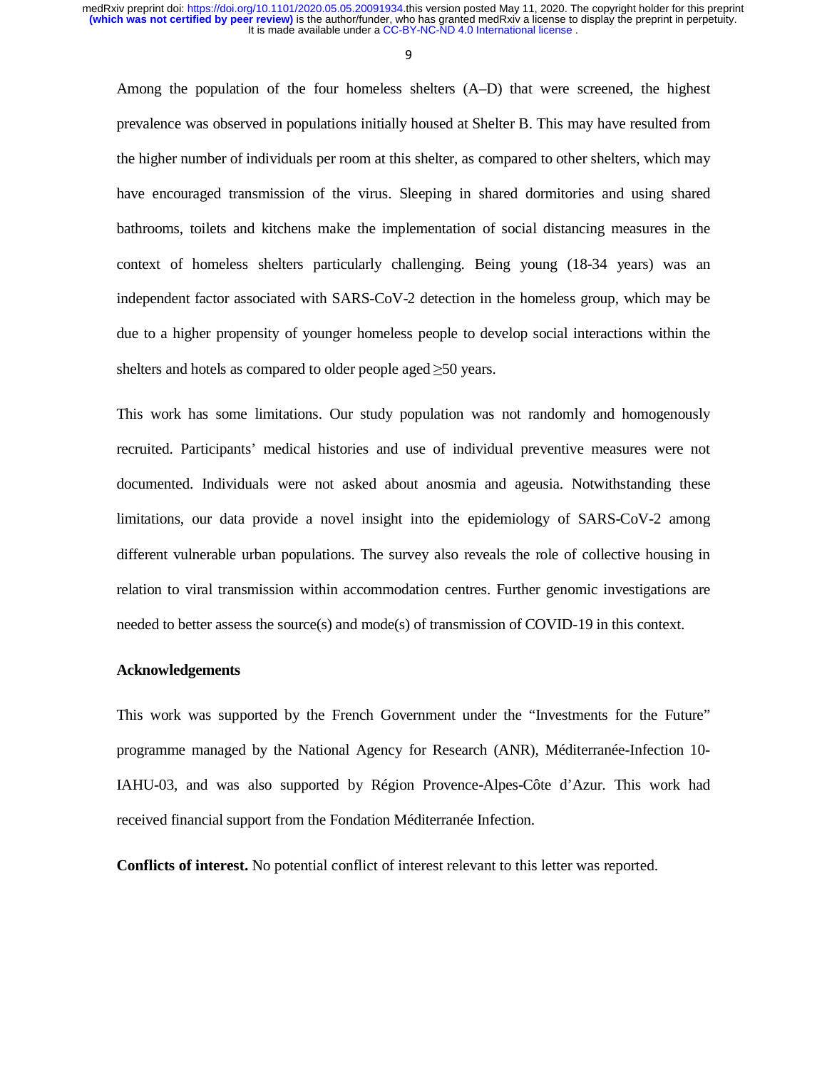Among the population of the four homeless shelters (A–D) that were screened, the highest prevalence was observed in populations initially housed at Shelter B. This may have resulted from the higher number of individuals per room at this shelter, as compared to other shelters, which may have encouraged transmission of the virus. Sleeping in shared dormitories and using shared bathrooms, toilets and kitchens make the implementation of social distancing measures in the context of homeless shelters particularly challenging. Being young (18-34 years) was an independent factor associated with SARS-CoV-2 detection in the homeless group, which may be due to a higher propensity of younger homeless people to develop social interactions within the shelters and hotels as compared to older people aged $\geq$50 years.

This work has some limitations. Our study population was not randomly and homogenously recruited. Participants' medical histories and use of individual preventive measures were not documented. Individuals were not asked about anosmia and ageusia. Notwithstanding these limitations, our data provide a novel insight into the epidemiology of SARS-CoV-2 among different vulnerable urban populations. The survey also reveals the role of collective housing in relation to viral transmission within accommodation centres. Further genomic investigations are needed to better assess the source(s) and mode(s) of transmission of COVID-19 in this context.

**Acknowledgements**

This work was supported by the French Government under the "Investments for the Future" programme managed by the National Agency for Research (ANR), Méditerranée-Infection 10-IAHU-03, and was also supported by Région Provence-Alpes-Côte d'Azur. This work had received financial support from the Fondation Méditerranée Infection.

**Conflicts of interest.** No potential conflict of interest relevant to this letter was reported.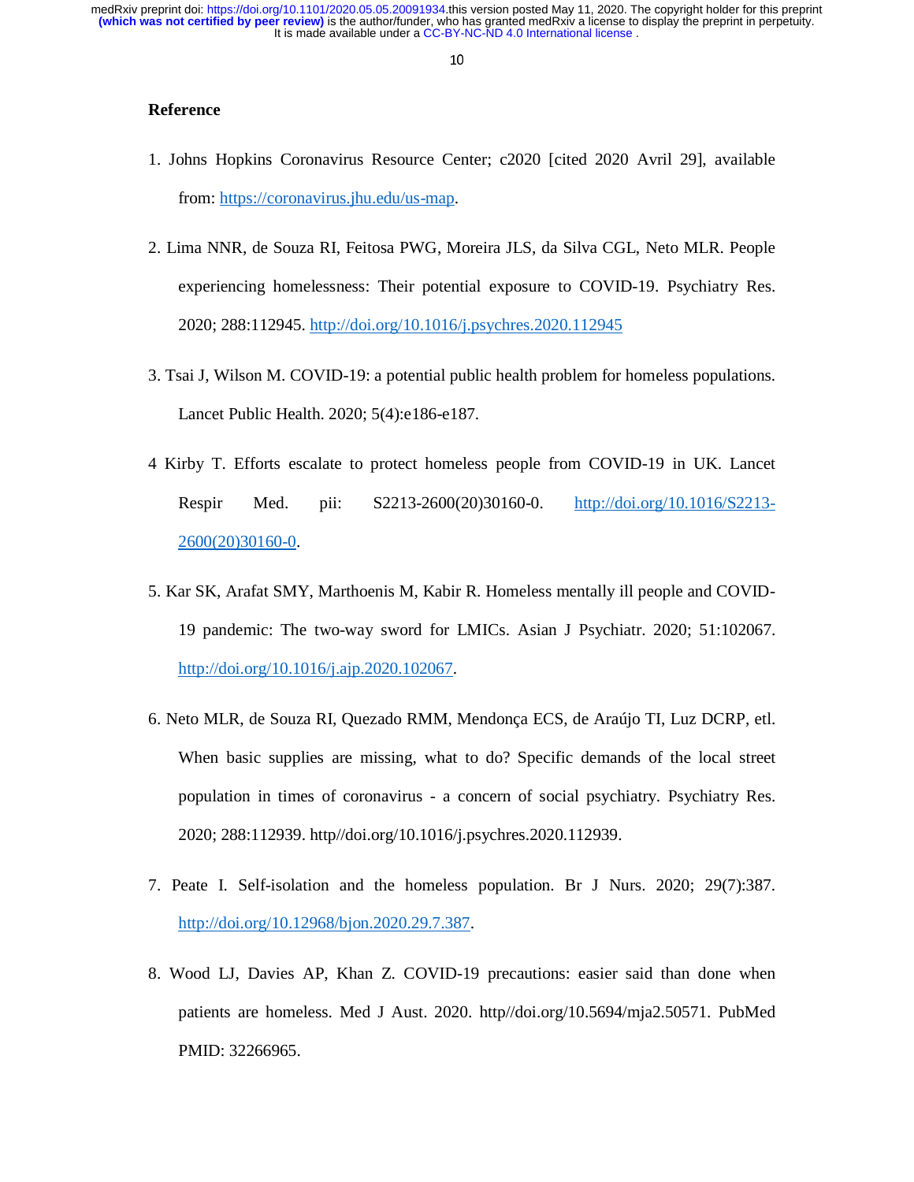# Reference

1. Johns Hopkins Coronavirus Resource Center; c2020 [cited 2020 Avril 29], available from: https://coronavirus.jhu.edu/us-map.

2. Lima NNR, de Souza RI, Feitosa PWG, Moreira JLS, da Silva CGL, Neto MLR. People experiencing homelessness: Their potential exposure to COVID-19. Psychiatry Res. 2020; 288:112945. http://doi.org/10.1016/j.psychres.2020.112945

3. Tsai J, Wilson M. COVID-19: a potential public health problem for homeless populations. Lancet Public Health. 2020; 5(4):e186-e187.

4 Kirby T. Efforts escalate to protect homeless people from COVID-19 in UK. Lancet Respir Med. pii: S2213-2600(20)30160-0. http://doi.org/10.1016/S2213-2600(20)30160-0.

5. Kar SK, Arafat SMY, Marthoenis M, Kabir R. Homeless mentally ill people and COVID-19 pandemic: The two-way sword for LMICs. Asian J Psychiatr. 2020; 51:102067. http://doi.org/10.1016/j.ajp.2020.102067.

6. Neto MLR, de Souza RI, Quezado RMM, Mendonça ECS, de Araújo TI, Luz DCRP, etl. When basic supplies are missing, what to do? Specific demands of the local street population in times of coronavirus - a concern of social psychiatry. Psychiatry Res. 2020; 288:112939. http//doi.org/10.1016/j.psychres.2020.112939.

7. Peate I. Self-isolation and the homeless population. Br J Nurs. 2020; 29(7):387. http://doi.org/10.12968/bjon.2020.29.7.387.

8. Wood LJ, Davies AP, Khan Z. COVID-19 precautions: easier said than done when patients are homeless. Med J Aust. 2020. http//doi.org/10.5694/mja2.50571. PubMed PMID: 32266965.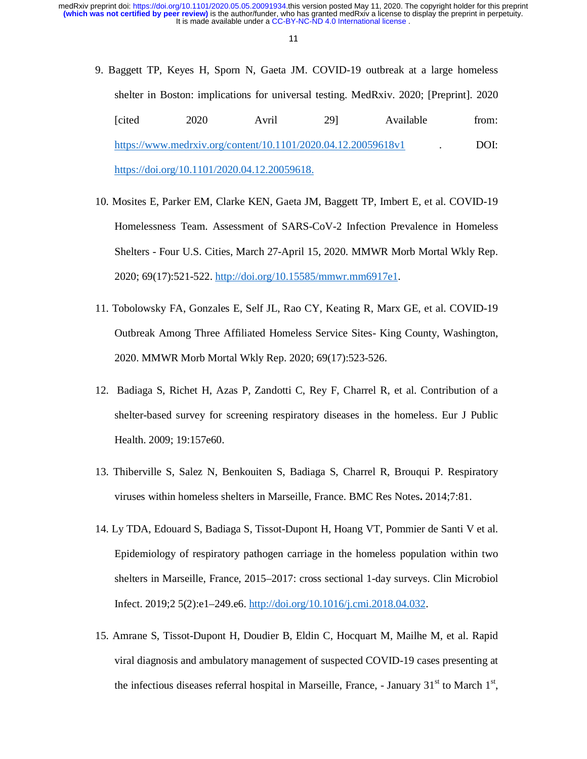9. Baggett TP, Keyes H, Sporn N, Gaeta JM. COVID-19 outbreak at a large homeless shelter in Boston: implications for universal testing. MedRxiv. 2020; [Preprint]. 2020 [cited 2020 Avril 29] Available from: https://www.medrxiv.org/content/10.1101/2020.04.12.20059618v1 . DOI: https://doi.org/10.1101/2020.04.12.20059618.

10. Mosites E, Parker EM, Clarke KEN, Gaeta JM, Baggett TP, Imbert E, et al. COVID-19 Homelessness Team. Assessment of SARS-CoV-2 Infection Prevalence in Homeless Shelters - Four U.S. Cities, March 27-April 15, 2020. MMWR Morb Mortal Wkly Rep. 2020; 69(17):521-522. http://doi.org/10.15585/mmwr.mm6917e1.

11. Tobolowsky FA, Gonzales E, Self JL, Rao CY, Keating R, Marx GE, et al. COVID-19 Outbreak Among Three Affiliated Homeless Service Sites- King County, Washington, 2020. MMWR Morb Mortal Wkly Rep. 2020; 69(17):523-526.

12. Badiaga S, Richet H, Azas P, Zandotti C, Rey F, Charrel R, et al. Contribution of a shelter-based survey for screening respiratory diseases in the homeless. Eur J Public Health. 2009; 19:157e60.

13. Thiberville S, Salez N, Benkouiten S, Badiaga S, Charrel R, Brouqui P. Respiratory viruses within homeless shelters in Marseille, France. BMC Res Notes**.** 2014;7:81.

14. Ly TDA, Edouard S, Badiaga S, Tissot-Dupont H, Hoang VT, Pommier de Santi V et al. Epidemiology of respiratory pathogen carriage in the homeless population within two shelters in Marseille, France, 2015–2017: cross sectional 1-day surveys. Clin Microbiol Infect. 2019;2 5(2):e1–249.e6. http://doi.org/10.1016/j.cmi.2018.04.032.

15. Amrane S, Tissot-Dupont H, Doudier B, Eldin C, Hocquart M, Mailhe M, et al. Rapid viral diagnosis and ambulatory management of suspected COVID-19 cases presenting at the infectious diseases referral hospital in Marseille, France, - January 31st to March 1st,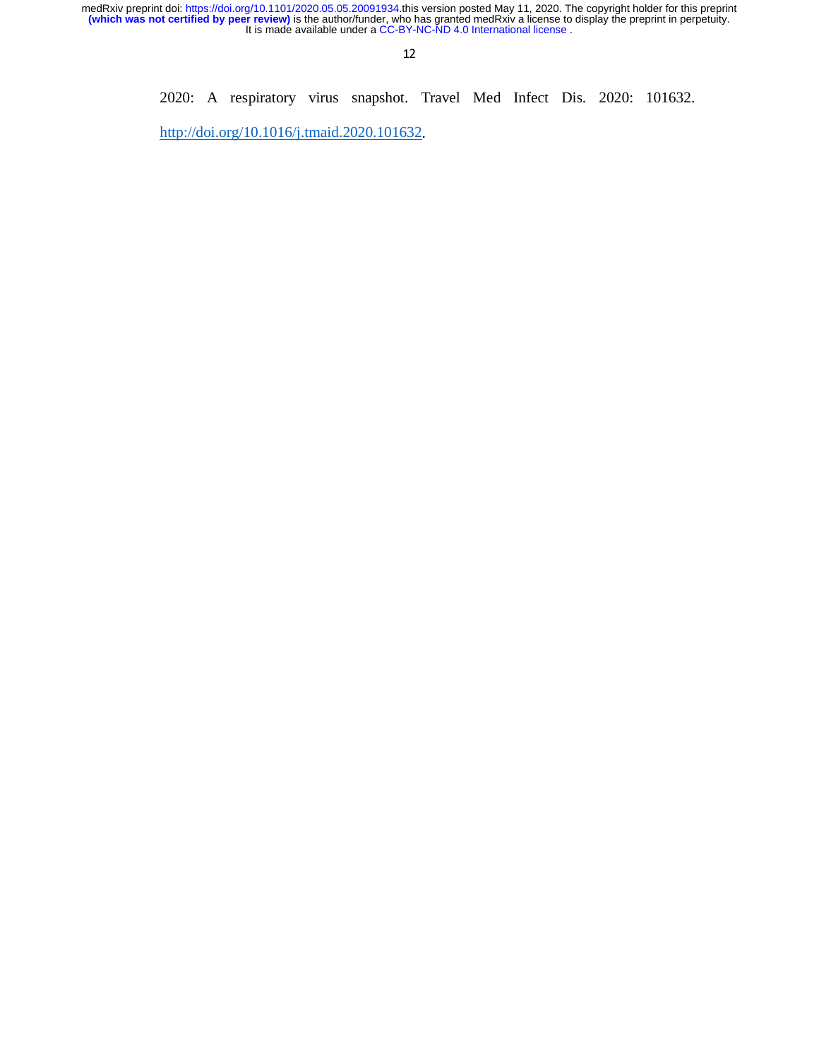2020: A respiratory virus snapshot. Travel Med Infect Dis. 2020: 101632. http://doi.org/10.1016/j.tmaid.2020.101632.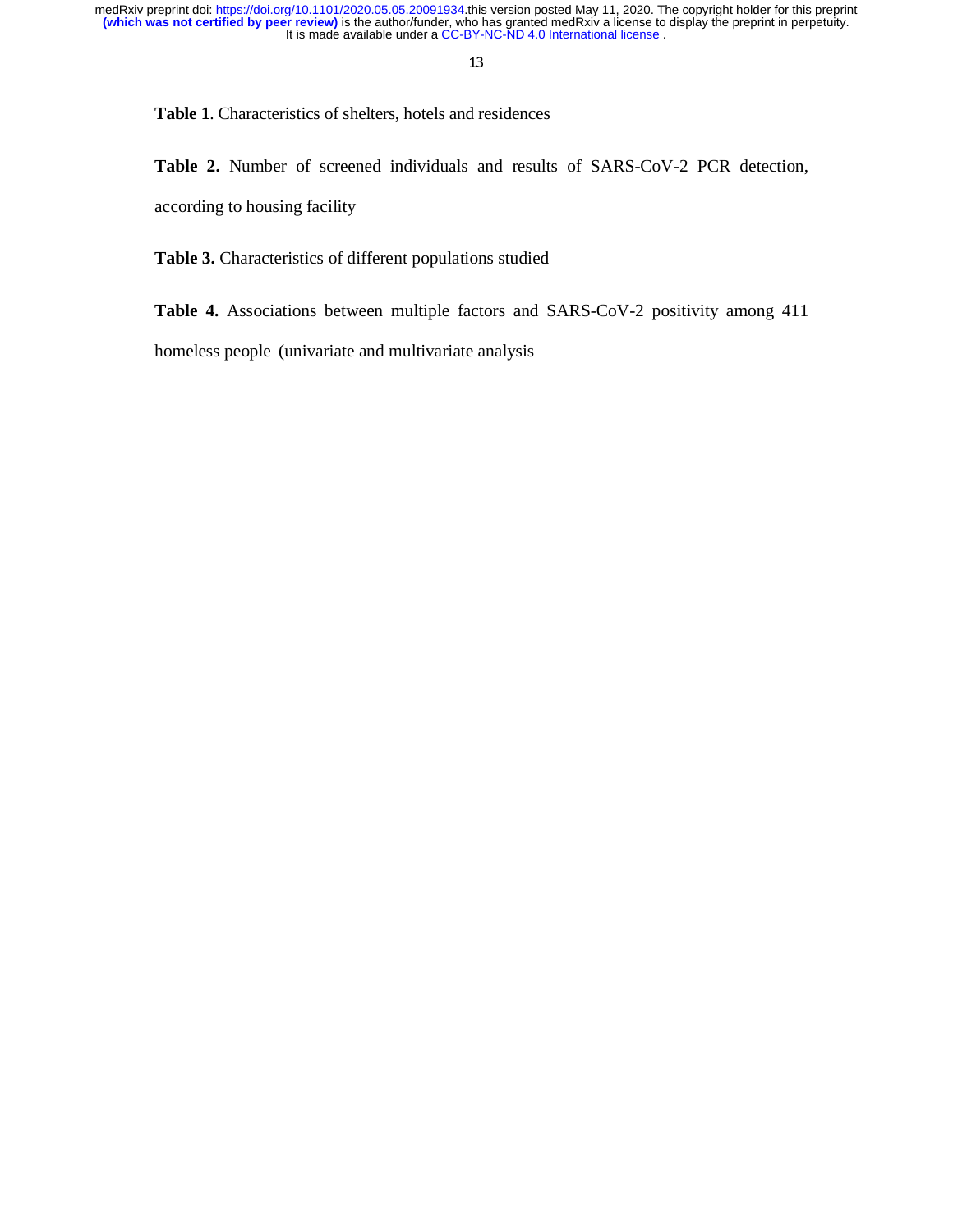**Table 1**. Characteristics of shelters, hotels and residences

**Table 2.** Number of screened individuals and results of SARS-CoV-2 PCR detection, according to housing facility

**Table 3.** Characteristics of different populations studied

**Table 4.** Associations between multiple factors and SARS-CoV-2 positivity among 411 homeless people (univariate and multivariate analysis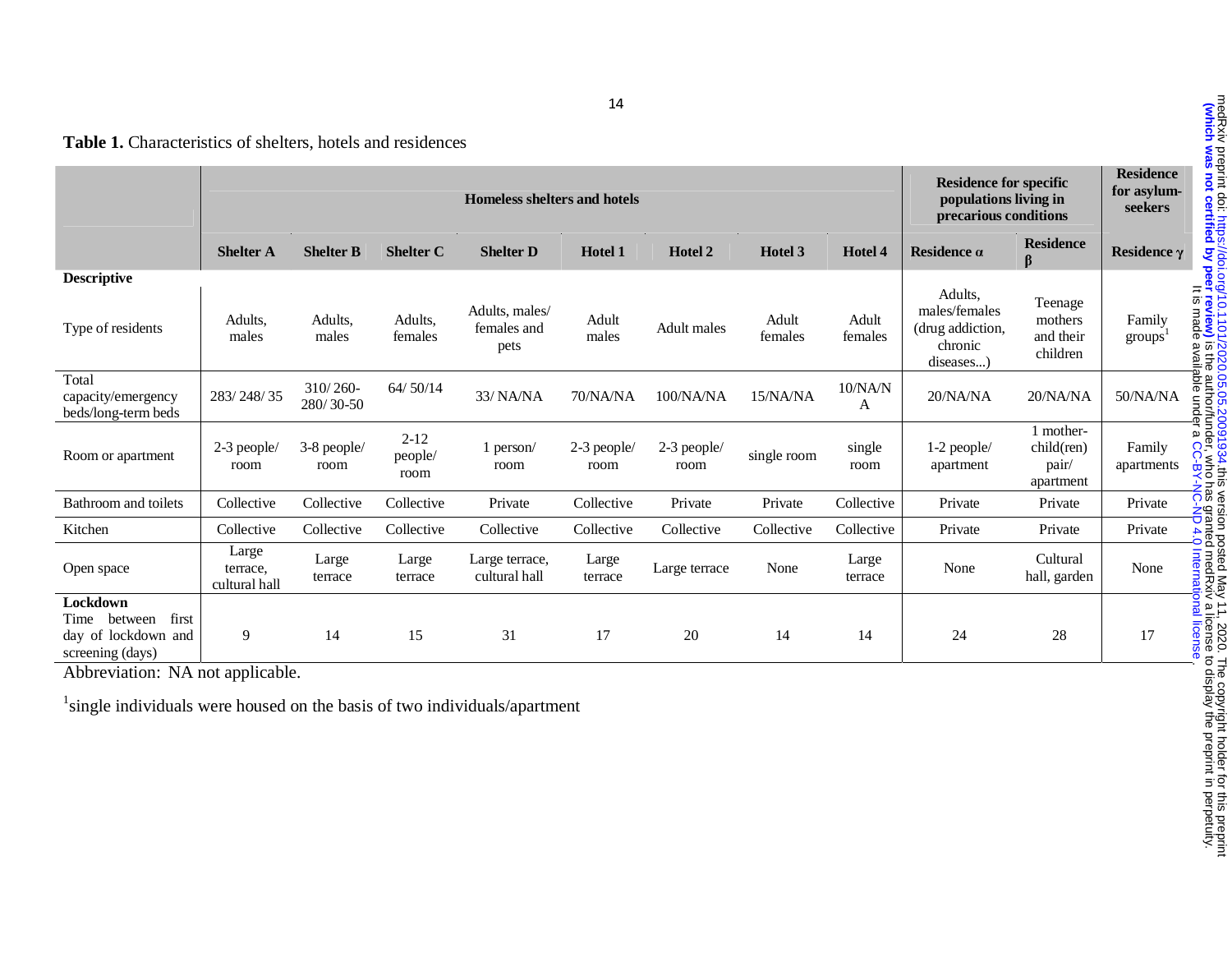**Table 1.** Characteristics of shelters, hotels and residences

| | Homeless shelters and hotels | | | | | | | | Residence for specific populations living in precarious conditions | | Residence for asylum-seekers |
|---|---|---|---|---|---|---|---|---|---|---|---|
| | **Shelter A** | **Shelter B** | **Shelter C** | **Shelter D** | **Hotel 1** | **Hotel 2** | **Hotel 3** | **Hotel 4** | **Residence α** | **Residence β** | **Residence γ** |
| **Descriptive** | | | | | | | | | | | |
| Type of residents | Adults, males | Adults, males | Adults, females | Adults, males/ females and pets | Adult males | Adult males | Adult females | Adult females | Adults, males/females (drug addiction, chronic diseases...) | Teenage mothers and their children | Family groups[1] |
| Total capacity/emergency beds/long-term beds | 283/ 248/ 35 | 310/ 260-280/ 30-50 | 64/ 50/14 | 33/ NA/NA | 70/NA/NA | 100/NA/NA | 15/NA/NA | 10/NA/NA | 20/NA/NA | 20/NA/NA | 50/NA/NA |
| Room or apartment | 2-3 people/ room | 3-8 people/ room | 2-12 people/ room | 1 person/ room | 2-3 people/ room | 2-3 people/ room | single room | single room | 1-2 people/ apartment | 1 mother-child(ren) pair/ apartment | Family apartments |
| Bathroom and toilets | Collective | Collective | Collective | Private | Collective | Private | Private | Collective | Private | Private | Private |
| Kitchen | Collective | Collective | Collective | Collective | Collective | Collective | Collective | Collective | Private | Private | Private |
| Open space | Large terrace, cultural hall | Large terrace | Large terrace | Large terrace, cultural hall | Large terrace | Large terrace | None | Large terrace | None | Cultural hall, garden | None |
| **Lockdown** Time between first day of lockdown and screening (days) | 9 | 14 | 15 | 31 | 17 | 20 | 14 | 14 | 24 | 28 | 17 |

Abbreviation: NA not applicable.

[1]single individuals were housed on the basis of two individuals/apartment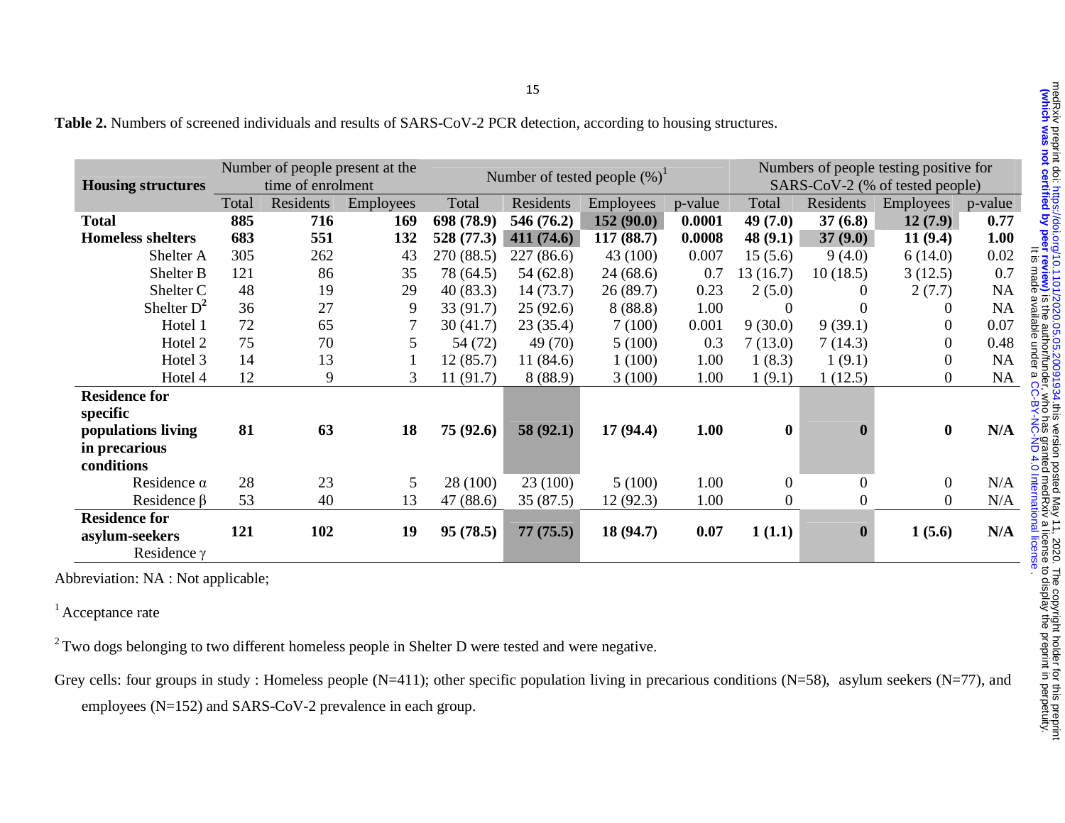**Table 2.** Numbers of screened individuals and results of SARS-CoV-2 PCR detection, according to housing structures.

| Housing structures | Number of people present at the time of enrolment | | | Number of tested people (%)[1] | | | | Numbers of people testing positive for SARS-CoV-2 (% of tested people) | | | |
|---|---|---|---|---|---|---|---|---|---|---|---|
| | Total | Residents | Employees | Total | Residents | Employees | p-value | Total | Residents | Employees | p-value |
| **Total** | **885** | **716** | **169** | **698 (78.9)** | **546 (76.2)** | **152 (90.0)** | **0.0001** | **49 (7.0)** | **37 (6.8)** | **12 (7.9)** | **0.77** |
| **Homeless shelters** | **683** | **551** | **132** | **528 (77.3)** | **411 (74.6)** | **117 (88.7)** | **0.0008** | **48 (9.1)** | **37 (9.0)** | **11 (9.4)** | **1.00** |
| Shelter A | 305 | 262 | 43 | 270 (88.5) | 227 (86.6) | 43 (100) | 0.007 | 15 (5.6) | 9 (4.0) | 6 (14.0) | 0.02 |
| Shelter B | 121 | 86 | 35 | 78 (64.5) | 54 (62.8) | 24 (68.6) | 0.7 | 13 (16.7) | 10 (18.5) | 3 (12.5) | 0.7 |
| Shelter C | 48 | 19 | 29 | 40 (83.3) | 14 (73.7) | 26 (89.7) | 0.23 | 2 (5.0) | 0 | 2 (7.7) | NA |
| Shelter D[2] | 36 | 27 | 9 | 33 (91.7) | 25 (92.6) | 8 (88.8) | 1.00 | 0 | 0 | 0 | NA |
| Hotel 1 | 72 | 65 | 7 | 30 (41.7) | 23 (35.4) | 7 (100) | 0.001 | 9 (30.0) | 9 (39.1) | 0 | 0.07 |
| Hotel 2 | 75 | 70 | 5 | 54 (72) | 49 (70) | 5 (100) | 0.3 | 7 (13.0) | 7 (14.3) | 0 | 0.48 |
| Hotel 3 | 14 | 13 | 1 | 12 (85.7) | 11 (84.6) | 1 (100) | 1.00 | 1 (8.3) | 1 (9.1) | 0 | NA |
| Hotel 4 | 12 | 9 | 3 | 11 (91.7) | 8 (88.9) | 3 (100) | 1.00 | 1 (9.1) | 1 (12.5) | 0 | NA |
| **Residence for specific populations living in precarious conditions** | **81** | **63** | **18** | **75 (92.6)** | **58 (92.1)** | **17 (94.4)** | **1.00** | **0** | **0** | **0** | **N/A** |
| Residence α | 28 | 23 | 5 | 28 (100) | 23 (100) | 5 (100) | 1.00 | 0 | 0 | 0 | N/A |
| Residence β | 53 | 40 | 13 | 47 (88.6) | 35 (87.5) | 12 (92.3) | 1.00 | 0 | 0 | 0 | N/A |
| **Residence for asylum-seekers** Residence γ | **121** | **102** | **19** | **95 (78.5)** | **77 (75.5)** | **18 (94.7)** | **0.07** | **1 (1.1)** | **0** | **1 (5.6)** | **N/A** |

Abbreviation: NA : Not applicable;

[1] Acceptance rate

[2] Two dogs belonging to two different homeless people in Shelter D were tested and were negative.

Grey cells: four groups in study : Homeless people (N=411); other specific population living in precarious conditions (N=58), asylum seekers (N=77), and employees (N=152) and SARS-CoV-2 prevalence in each group.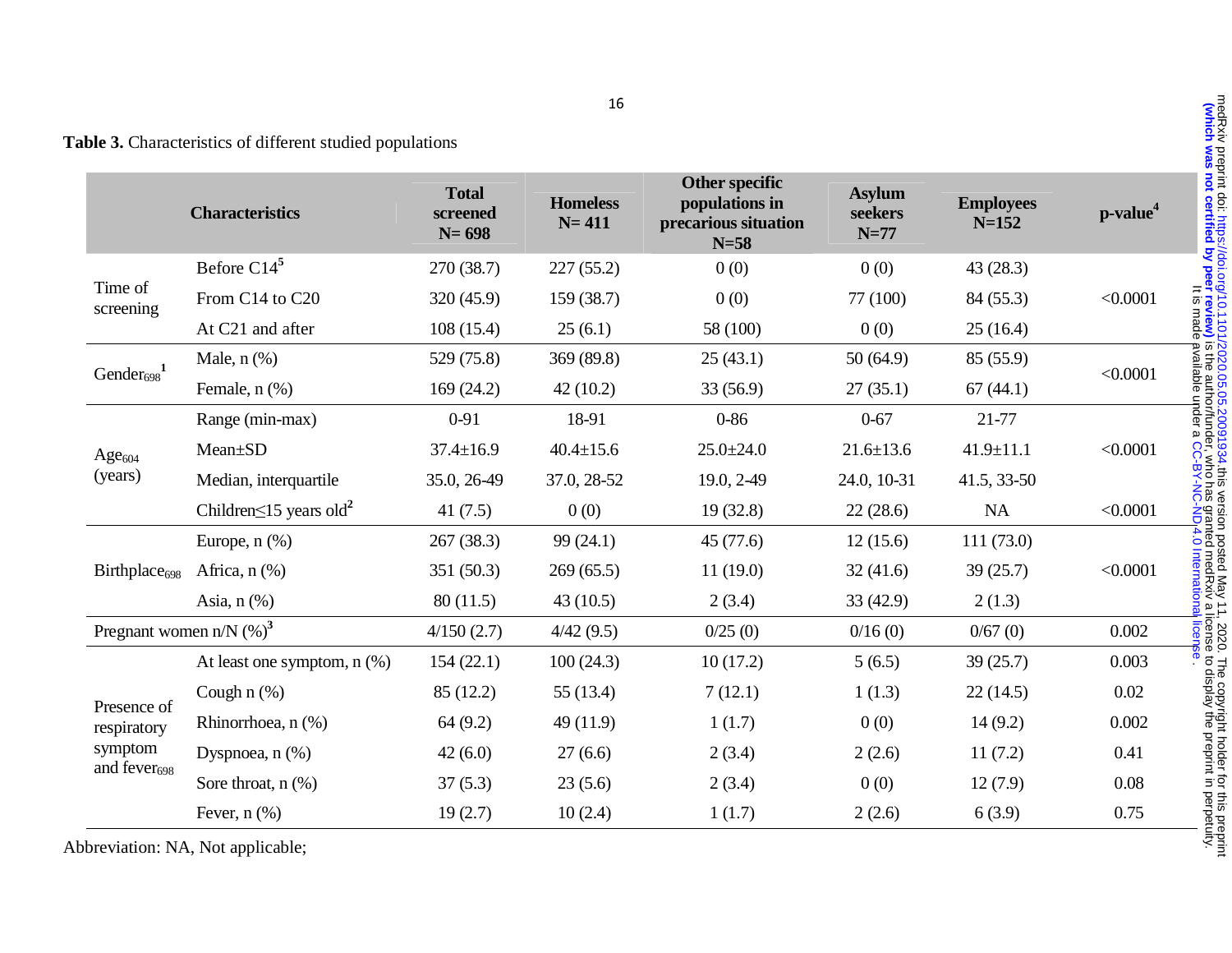**Table 3.** Characteristics of different studied populations

| Characteristics | | Total screened N= 698 | Homeless N= 411 | Other specific populations in precarious situation N=58 | Asylum seekers N=77 | Employees N=152 | p-value[4] |
|---|---|---|---|---|---|---|---|
| Time of screening | Before C14[5] | 270 (38.7) | 227 (55.2) | 0 (0) | 0 (0) | 43 (28.3) | <0.0001 |
| | From C14 to C20 | 320 (45.9) | 159 (38.7) | 0 (0) | 77 (100) | 84 (55.3) | |
| | At C21 and after | 108 (15.4) | 25 (6.1) | 58 (100) | 0 (0) | 25 (16.4) | |
| $Gender_{698}$[1] | Male, n (%) | 529 (75.8) | 369 (89.8) | 25 (43.1) | 50 (64.9) | 85 (55.9) | <0.0001 |
| | Female, n (%) | 169 (24.2) | 42 (10.2) | 33 (56.9) | 27 (35.1) | 67 (44.1) | |
| $Age_{604}$ (years) | Range (min-max) | 0-91 | 18-91 | 0-86 | 0-67 | 21-77 | |
| | Mean±SD | 37.4±16.9 | 40.4±15.6 | 25.0±24.0 | 21.6±13.6 | 41.9±11.1 | <0.0001 |
| | Median, interquartile | 35.0, 26-49 | 37.0, 28-52 | 19.0, 2-49 | 24.0, 10-31 | 41.5, 33-50 | |
| | Children≤15 years old[2] | 41 (7.5) | 0 (0) | 19 (32.8) | 22 (28.6) | NA | <0.0001 |
| $Birthplace_{698}$ | Europe, n (%) | 267 (38.3) | 99 (24.1) | 45 (77.6) | 12 (15.6) | 111 (73.0) | <0.0001 |
| | Africa, n (%) | 351 (50.3) | 269 (65.5) | 11 (19.0) | 32 (41.6) | 39 (25.7) | |
| | Asia, n (%) | 80 (11.5) | 43 (10.5) | 2 (3.4) | 33 (42.9) | 2 (1.3) | |
| Pregnant women n/N (%)[3] | | 4/150 (2.7) | 4/42 (9.5) | 0/25 (0) | 0/16 (0) | 0/67 (0) | 0.002 |
| Presence of respiratory symptom and $fever_{698}$ | At least one symptom, n (%) | 154 (22.1) | 100 (24.3) | 10 (17.2) | 5 (6.5) | 39 (25.7) | 0.003 |
| | Cough n (%) | 85 (12.2) | 55 (13.4) | 7 (12.1) | 1 (1.3) | 22 (14.5) | 0.02 |
| | Rhinorrhoea, n (%) | 64 (9.2) | 49 (11.9) | 1 (1.7) | 0 (0) | 14 (9.2) | 0.002 |
| | Dyspnoea, n (%) | 42 (6.0) | 27 (6.6) | 2 (3.4) | 2 (2.6) | 11 (7.2) | 0.41 |
| | Sore throat, n (%) | 37 (5.3) | 23 (5.6) | 2 (3.4) | 0 (0) | 12 (7.9) | 0.08 |
| | Fever, n (%) | 19 (2.7) | 10 (2.4) | 1 (1.7) | 2 (2.6) | 6 (3.9) | 0.75 |

Abbreviation: NA, Not applicable;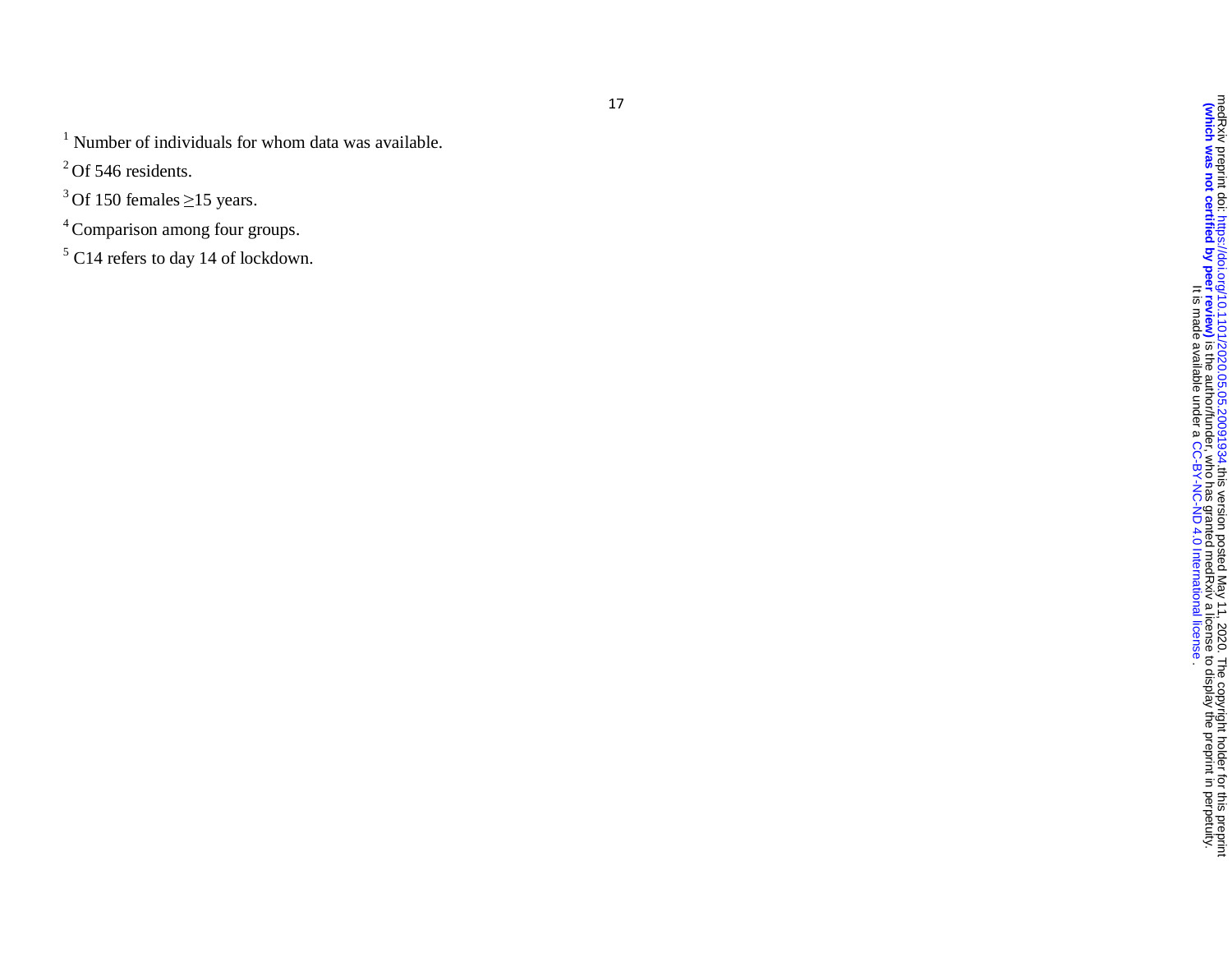[1] Number of individuals for whom data was available.

[2] Of 546 residents.

[3] Of 150 females ≥15 years.

[4] Comparison among four groups.

[5] C14 refers to day 14 of lockdown.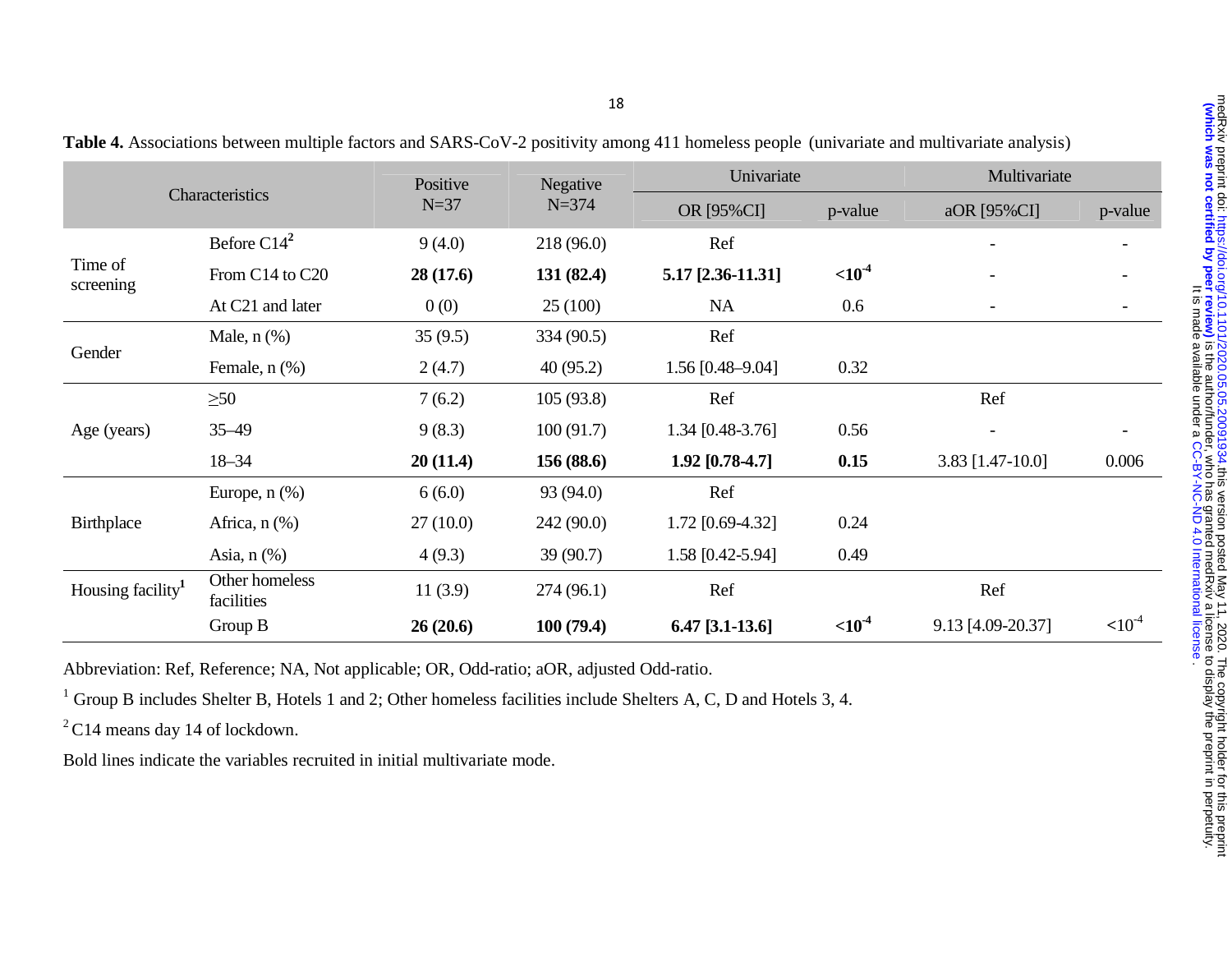**Table 4.** Associations between multiple factors and SARS-CoV-2 positivity among 411 homeless people (univariate and multivariate analysis)

| Characteristics | | Positive N=37 | Negative N=374 | Univariate | | Multivariate | |
|---|---|---|---|---|---|---|---|
| | | | | OR [95%CI] | p-value | aOR [95%CI] | p-value |
| Time of screening | Before C14[2] | 9 (4.0) | 218 (96.0) | Ref | | - | - |
| | From C14 to C20 | **28 (17.6)** | **131 (82.4)** | **5.17 [2.36-11.31]** | **$<10^{-4}$** | - | - |
| | At C21 and later | 0 (0) | 25 (100) | NA | 0.6 | - | - |
| Gender | Male, n (%) | 35 (9.5) | 334 (90.5) | Ref | | | |
| | Female, n (%) | 2 (4.7) | 40 (95.2) | 1.56 [0.48–9.04] | 0.32 | | |
| Age (years) | ≥50 | 7 (6.2) | 105 (93.8) | Ref | | Ref | |
| | 35–49 | 9 (8.3) | 100 (91.7) | 1.34 [0.48-3.76] | 0.56 | - | - |
| | 18–34 | **20 (11.4)** | **156 (88.6)** | **1.92 [0.78-4.7]** | **0.15** | 3.83 [1.47-10.0] | 0.006 |
| Birthplace | Europe, n (%) | 6 (6.0) | 93 (94.0) | Ref | | | |
| | Africa, n (%) | 27 (10.0) | 242 (90.0) | 1.72 [0.69-4.32] | 0.24 | | |
| | Asia, n (%) | 4 (9.3) | 39 (90.7) | 1.58 [0.42-5.94] | 0.49 | | |
| Housing facility[1] | Other homeless facilities | 11 (3.9) | 274 (96.1) | Ref | | Ref | |
| | Group B | **26 (20.6)** | **100 (79.4)** | **6.47 [3.1-13.6]** | **$<10^{-4}$** | 9.13 [4.09-20.37] | $<10^{-4}$ |

Abbreviation: Ref, Reference; NA, Not applicable; OR, Odd-ratio; aOR, adjusted Odd-ratio.

[1] Group B includes Shelter B, Hotels 1 and 2; Other homeless facilities include Shelters A, C, D and Hotels 3, 4.

[2] C14 means day 14 of lockdown.

Bold lines indicate the variables recruited in initial multivariate mode.